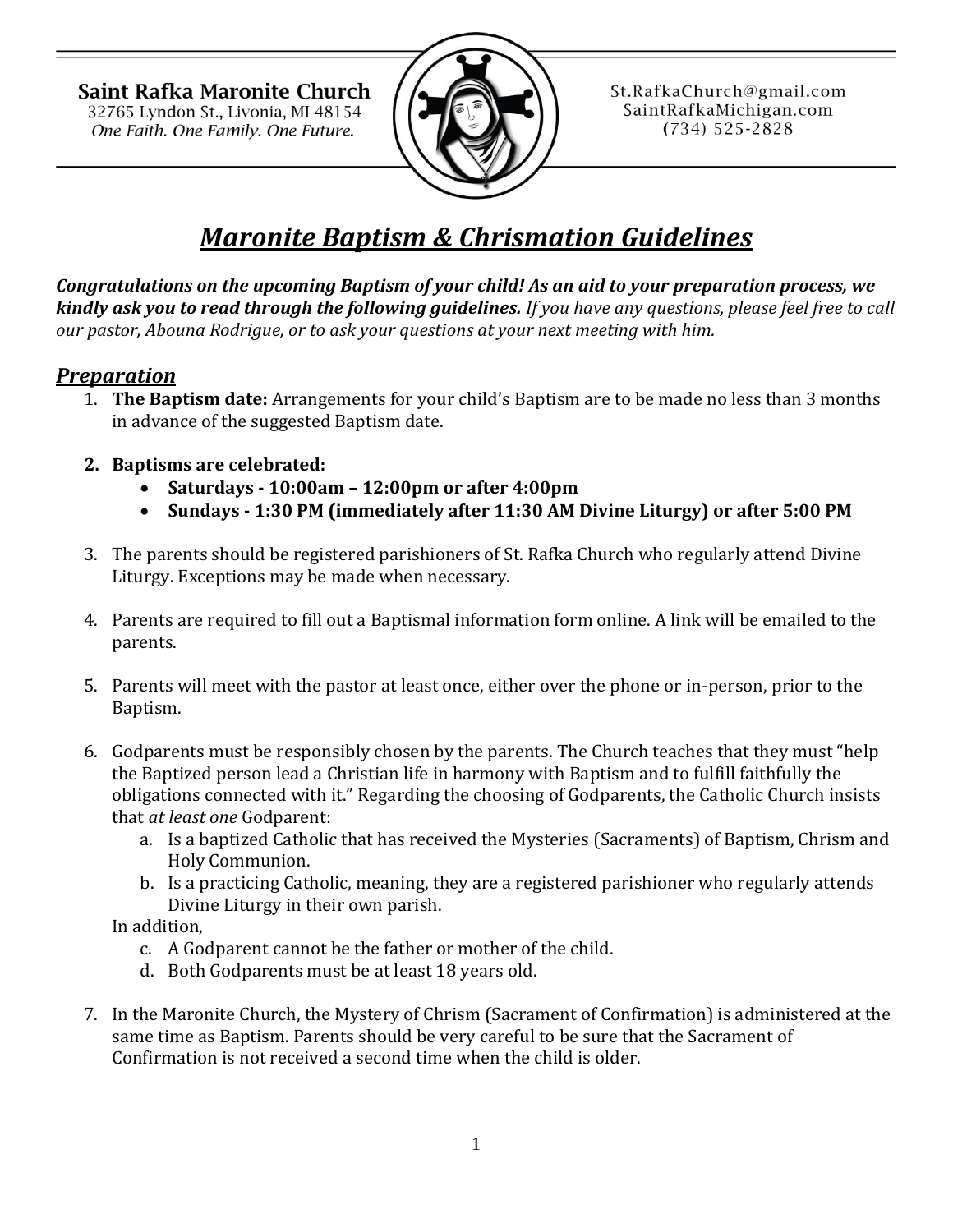**Saint Rafka Maronite Church**
32765 Lyndon St., Livonia, MI 48154
*One Faith. One Family. One Future.*

St.RafkaChurch@gmail.com
SaintRafkaMichigan.com
(734) 525-2828

# *Maronite Baptism & Chrismation Guidelines*

***Congratulations on the upcoming Baptism of your child! As an aid to your preparation process, we kindly ask you to read through the following guidelines.*** *If you have any questions, please feel free to call our pastor, Abouna Rodrigue, or to ask your questions at your next meeting with him.*

## *Preparation*

1. **The Baptism date:** Arrangements for your child's Baptism are to be made no less than 3 months in advance of the suggested Baptism date.

2. **Baptisms are celebrated:**
   - **Saturdays - 10:00am – 12:00pm or after 4:00pm**
   - **Sundays - 1:30 PM (immediately after 11:30 AM Divine Liturgy) or after 5:00 PM**

3. The parents should be registered parishioners of St. Rafka Church who regularly attend Divine Liturgy. Exceptions may be made when necessary.

4. Parents are required to fill out a Baptismal information form online. A link will be emailed to the parents.

5. Parents will meet with the pastor at least once, either over the phone or in-person, prior to the Baptism.

6. Godparents must be responsibly chosen by the parents. The Church teaches that they must "help the Baptized person lead a Christian life in harmony with Baptism and to fulfill faithfully the obligations connected with it." Regarding the choosing of Godparents, the Catholic Church insists that *at least one* Godparent:
   a. Is a baptized Catholic that has received the Mysteries (Sacraments) of Baptism, Chrism and Holy Communion.
   b. Is a practicing Catholic, meaning, they are a registered parishioner who regularly attends Divine Liturgy in their own parish.

   In addition,
   c. A Godparent cannot be the father or mother of the child.
   d. Both Godparents must be at least 18 years old.

7. In the Maronite Church, the Mystery of Chrism (Sacrament of Confirmation) is administered at the same time as Baptism. Parents should be very careful to be sure that the Sacrament of Confirmation is not received a second time when the child is older.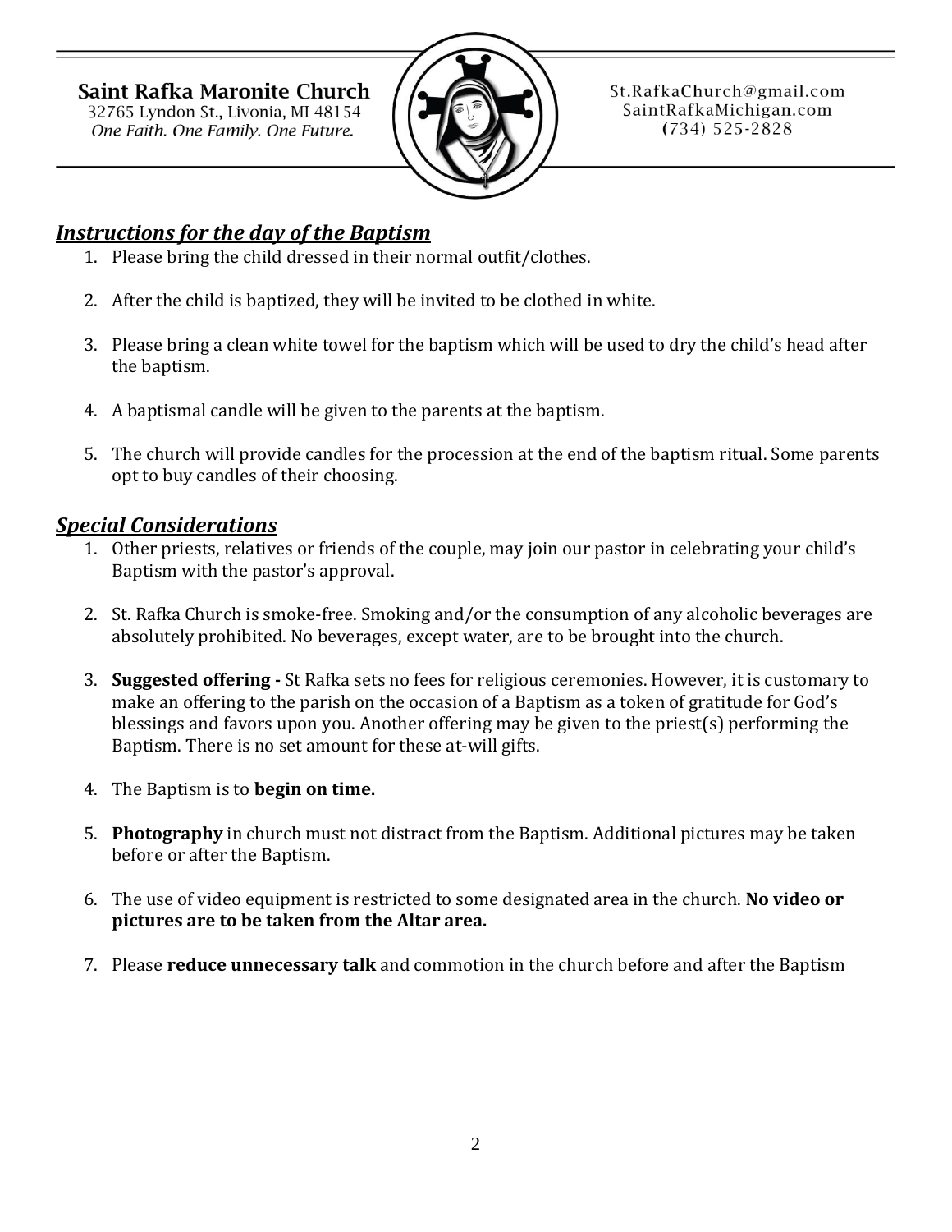Saint Rafka Maronite Church
32765 Lyndon St., Livonia, MI 48154
*One Faith. One Family. One Future.*

St.RafkaChurch@gmail.com
SaintRafkaMichigan.com
(734) 525-2828

## ***Instructions for the day of the Baptism***

1. Please bring the child dressed in their normal outfit/clothes.
2. After the child is baptized, they will be invited to be clothed in white.
3. Please bring a clean white towel for the baptism which will be used to dry the child's head after the baptism.
4. A baptismal candle will be given to the parents at the baptism.
5. The church will provide candles for the procession at the end of the baptism ritual. Some parents opt to buy candles of their choosing.

## ***Special Considerations***

1. Other priests, relatives or friends of the couple, may join our pastor in celebrating your child's Baptism with the pastor's approval.
2. St. Rafka Church is smoke-free. Smoking and/or the consumption of any alcoholic beverages are absolutely prohibited. No beverages, except water, are to be brought into the church.
3. **Suggested offering -** St Rafka sets no fees for religious ceremonies. However, it is customary to make an offering to the parish on the occasion of a Baptism as a token of gratitude for God's blessings and favors upon you. Another offering may be given to the priest(s) performing the Baptism. There is no set amount for these at-will gifts.
4. The Baptism is to **begin on time.**
5. **Photography** in church must not distract from the Baptism. Additional pictures may be taken before or after the Baptism.
6. The use of video equipment is restricted to some designated area in the church. **No video or pictures are to be taken from the Altar area.**
7. Please **reduce unnecessary talk** and commotion in the church before and after the Baptism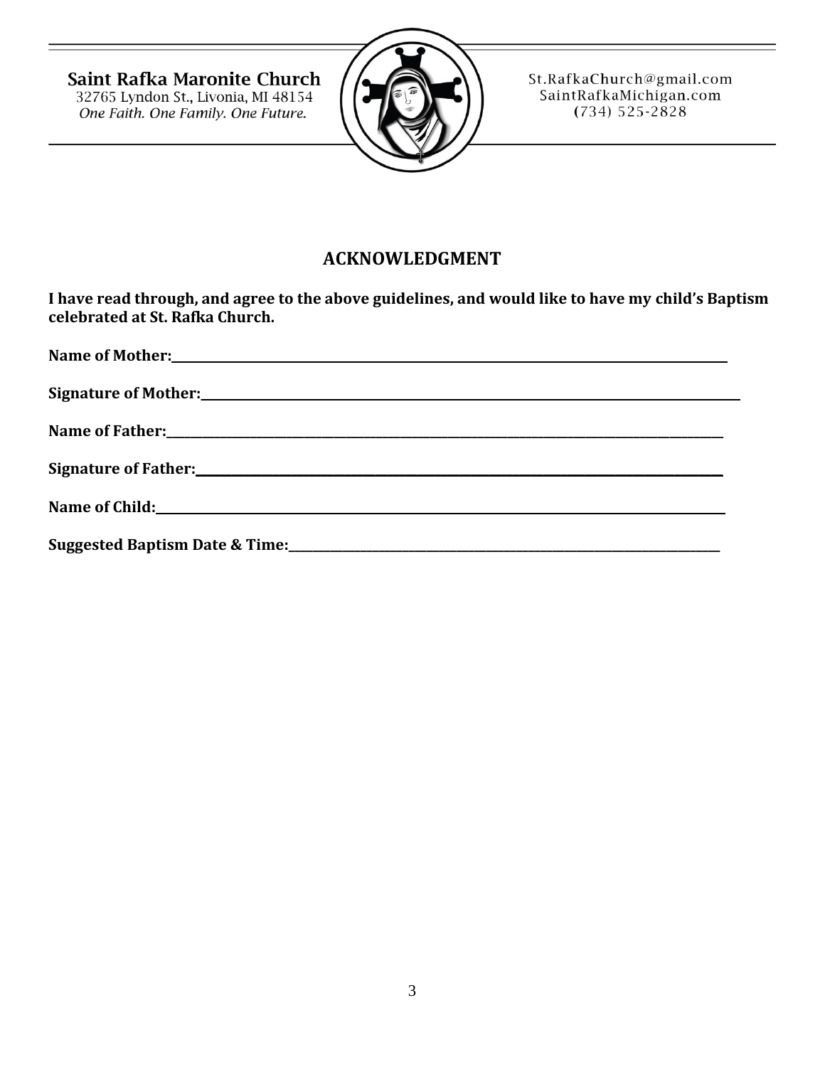Saint Rafka Maronite Church
32765 Lyndon St., Livonia, MI 48154
*One Faith. One Family. One Future.*

St.RafkaChurch@gmail.com
SaintRafkaMichigan.com
(734) 525-2828

## ACKNOWLEDGMENT

**I have read through, and agree to the above guidelines, and would like to have my child's Baptism celebrated at St. Rafka Church.**

**Name of Mother:**______________________________________________________________________________

**Signature of Mother:**__________________________________________________________________________

**Name of Father:**_______________________________________________________________________________

**Signature of Father:**___________________________________________________________________________

**Name of Child:**________________________________________________________________________________

**Suggested Baptism Date & Time:**________________________________________________________________